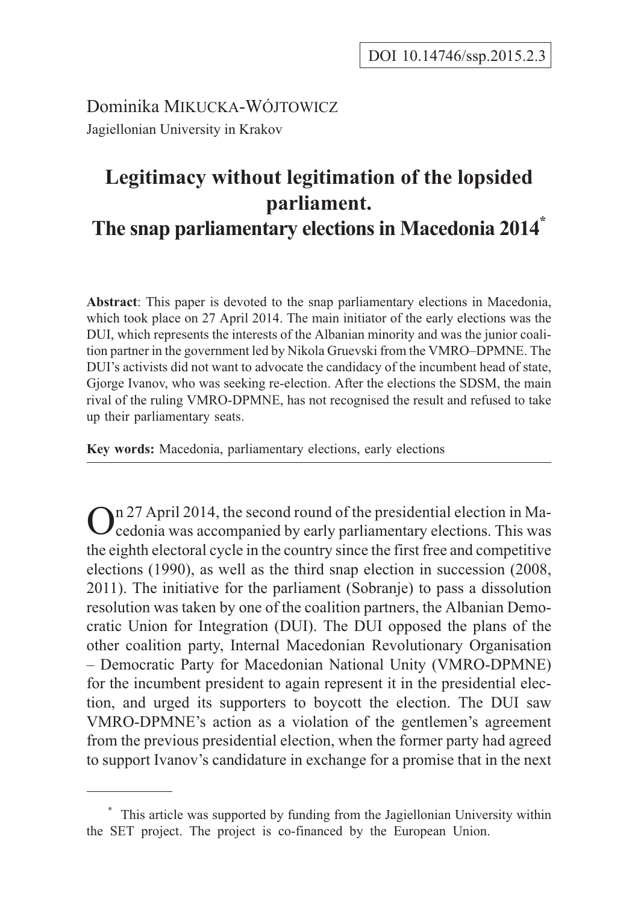DOI 10.14746/ssp.2015.2.3

Dominika MIKUCKA-WÓJTOWICZ

Jagiellonian University in Krakov

# Legitimacy without legitimation of the lopsided parliament. The snap parliamentary elections in Macedonia 2014*

**Abstract**: This paper is devoted to the snap parliamentary elections in Macedonia, which took place on 27 April 2014. The main initiator of the early elections was the DUI, which represents the interests of the Albanian minority and was the junior coalition partner in the government led by Nikola Gruevski from the VMRO–DPMNE. The DUI's activists did not want to advocate the candidacy of the incumbent head of state, Gjorge Ivanov, who was seeking re-election. After the elections the SDSM, the main rival of the ruling VMRO-DPMNE, has not recognised the result and refused to take up their parliamentary seats.

**Key words:** Macedonia, parliamentary elections, early elections

On 27 April 2014, the second round of the presidential election in Macedonia was accompanied by early parliamentary elections. This was the eighth electoral cycle in the country since the first free and competitive elections (1990), as well as the third snap election in succession (2008, 2011). The initiative for the parliament (Sobranje) to pass a dissolution resolution was taken by one of the coalition partners, the Albanian Democratic Union for Integration (DUI). The DUI opposed the plans of the other coalition party, Internal Macedonian Revolutionary Organisation – Democratic Party for Macedonian National Unity (VMRO-DPMNE) for the incumbent president to again represent it in the presidential election, and urged its supporters to boycott the election. The DUI saw VMRO-DPMNE's action as a violation of the gentlemen's agreement from the previous presidential election, when the former party had agreed to support Ivanov's candidature in exchange for a promise that in the next

---

* This article was supported by funding from the Jagiellonian University within the SET project. The project is co-financed by the European Union.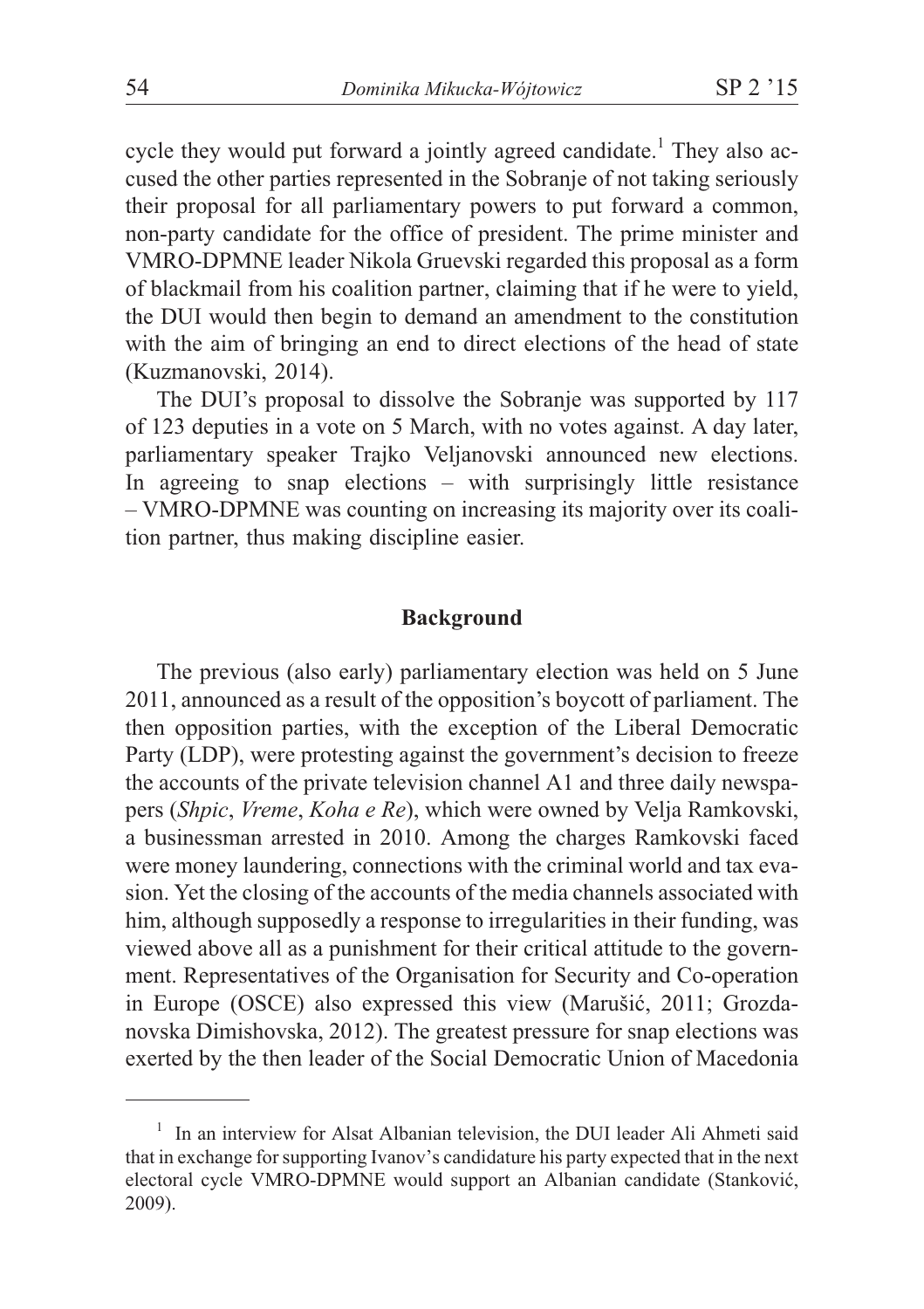cycle they would put forward a jointly agreed candidate.[1] They also accused the other parties represented in the Sobranje of not taking seriously their proposal for all parliamentary powers to put forward a common, non-party candidate for the office of president. The prime minister and VMRO-DPMNE leader Nikola Gruevski regarded this proposal as a form of blackmail from his coalition partner, claiming that if he were to yield, the DUI would then begin to demand an amendment to the constitution with the aim of bringing an end to direct elections of the head of state (Kuzmanovski, 2014).

The DUI's proposal to dissolve the Sobranje was supported by 117 of 123 deputies in a vote on 5 March, with no votes against. A day later, parliamentary speaker Trajko Veljanovski announced new elections. In agreeing to snap elections – with surprisingly little resistance – VMRO-DPMNE was counting on increasing its majority over its coalition partner, thus making discipline easier.

## Background

The previous (also early) parliamentary election was held on 5 June 2011, announced as a result of the opposition's boycott of parliament. The then opposition parties, with the exception of the Liberal Democratic Party (LDP), were protesting against the government's decision to freeze the accounts of the private television channel A1 and three daily newspapers (*Shpic*, *Vreme*, *Koha e Re*), which were owned by Velja Ramkovski, a businessman arrested in 2010. Among the charges Ramkovski faced were money laundering, connections with the criminal world and tax evasion. Yet the closing of the accounts of the media channels associated with him, although supposedly a response to irregularities in their funding, was viewed above all as a punishment for their critical attitude to the government. Representatives of the Organisation for Security and Co-operation in Europe (OSCE) also expressed this view (Marušić, 2011; Grozdanovska Dimishovska, 2012). The greatest pressure for snap elections was exerted by the then leader of the Social Democratic Union of Macedonia

[1] In an interview for Alsat Albanian television, the DUI leader Ali Ahmeti said that in exchange for supporting Ivanov's candidature his party expected that in the next electoral cycle VMRO-DPMNE would support an Albanian candidate (Stanković, 2009).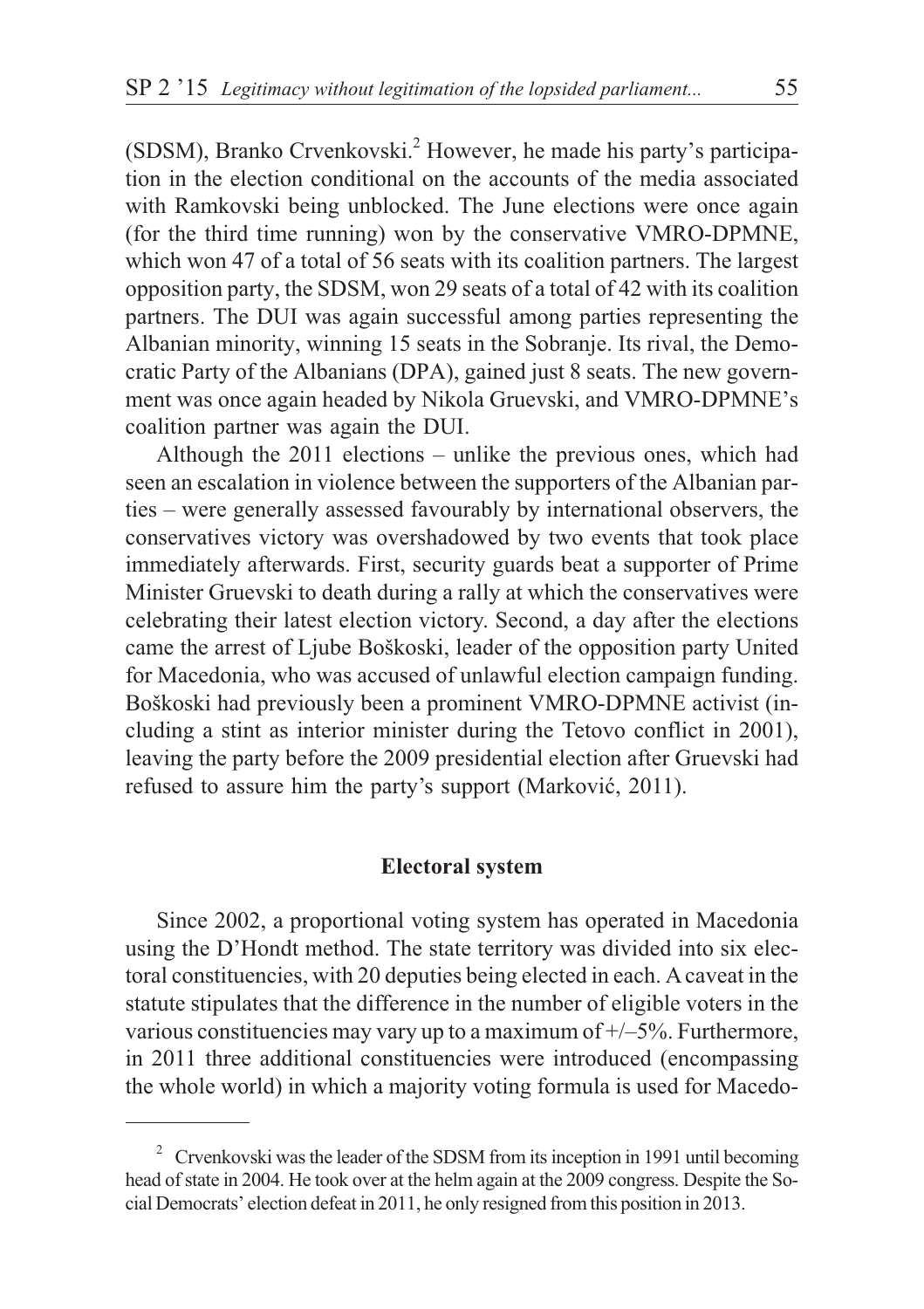(SDSM), Branko Crvenkovski.[2] However, he made his party's participation in the election conditional on the accounts of the media associated with Ramkovski being unblocked. The June elections were once again (for the third time running) won by the conservative VMRO-DPMNE, which won 47 of a total of 56 seats with its coalition partners. The largest opposition party, the SDSM, won 29 seats of a total of 42 with its coalition partners. The DUI was again successful among parties representing the Albanian minority, winning 15 seats in the Sobranje. Its rival, the Democratic Party of the Albanians (DPA), gained just 8 seats. The new government was once again headed by Nikola Gruevski, and VMRO-DPMNE's coalition partner was again the DUI.

Although the 2011 elections – unlike the previous ones, which had seen an escalation in violence between the supporters of the Albanian parties – were generally assessed favourably by international observers, the conservatives victory was overshadowed by two events that took place immediately afterwards. First, security guards beat a supporter of Prime Minister Gruevski to death during a rally at which the conservatives were celebrating their latest election victory. Second, a day after the elections came the arrest of Ljube Boškoski, leader of the opposition party United for Macedonia, who was accused of unlawful election campaign funding. Boškoski had previously been a prominent VMRO-DPMNE activist (including a stint as interior minister during the Tetovo conflict in 2001), leaving the party before the 2009 presidential election after Gruevski had refused to assure him the party's support (Marković, 2011).

## Electoral system

Since 2002, a proportional voting system has operated in Macedonia using the D'Hondt method. The state territory was divided into six electoral constituencies, with 20 deputies being elected in each. A caveat in the statute stipulates that the difference in the number of eligible voters in the various constituencies may vary up to a maximum of +/–5%. Furthermore, in 2011 three additional constituencies were introduced (encompassing the whole world) in which a majority voting formula is used for Macedo-

[2] Crvenkovski was the leader of the SDSM from its inception in 1991 until becoming head of state in 2004. He took over at the helm again at the 2009 congress. Despite the Social Democrats' election defeat in 2011, he only resigned from this position in 2013.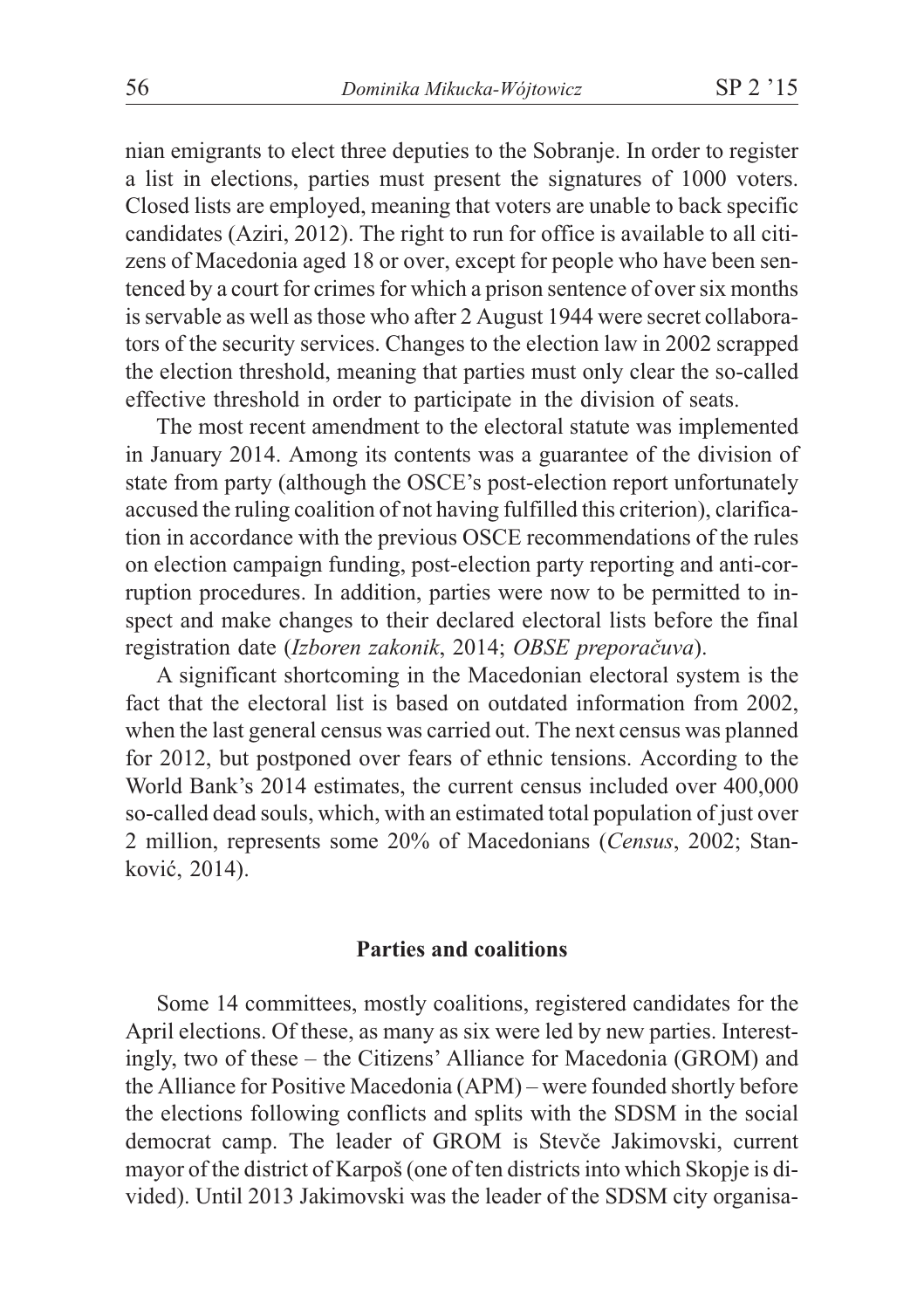nian emigrants to elect three deputies to the Sobranje. In order to register a list in elections, parties must present the signatures of 1000 voters. Closed lists are employed, meaning that voters are unable to back specific candidates (Aziri, 2012). The right to run for office is available to all citizens of Macedonia aged 18 or over, except for people who have been sentenced by a court for crimes for which a prison sentence of over six months is servable as well as those who after 2 August 1944 were secret collaborators of the security services. Changes to the election law in 2002 scrapped the election threshold, meaning that parties must only clear the so-called effective threshold in order to participate in the division of seats.

The most recent amendment to the electoral statute was implemented in January 2014. Among its contents was a guarantee of the division of state from party (although the OSCE's post-election report unfortunately accused the ruling coalition of not having fulfilled this criterion), clarification in accordance with the previous OSCE recommendations of the rules on election campaign funding, post-election party reporting and anti-corruption procedures. In addition, parties were now to be permitted to inspect and make changes to their declared electoral lists before the final registration date (*Izboren zakonik*, 2014; *OBSE preporačuva*).

A significant shortcoming in the Macedonian electoral system is the fact that the electoral list is based on outdated information from 2002, when the last general census was carried out. The next census was planned for 2012, but postponed over fears of ethnic tensions. According to the World Bank's 2014 estimates, the current census included over 400,000 so-called dead souls, which, with an estimated total population of just over 2 million, represents some 20% of Macedonians (*Census*, 2002; Stanković, 2014).

## Parties and coalitions

Some 14 committees, mostly coalitions, registered candidates for the April elections. Of these, as many as six were led by new parties. Interestingly, two of these – the Citizens' Alliance for Macedonia (GROM) and the Alliance for Positive Macedonia (APM) – were founded shortly before the elections following conflicts and splits with the SDSM in the social democrat camp. The leader of GROM is Stevče Jakimovski, current mayor of the district of Karpoš (one of ten districts into which Skopje is divided). Until 2013 Jakimovski was the leader of the SDSM city organisa-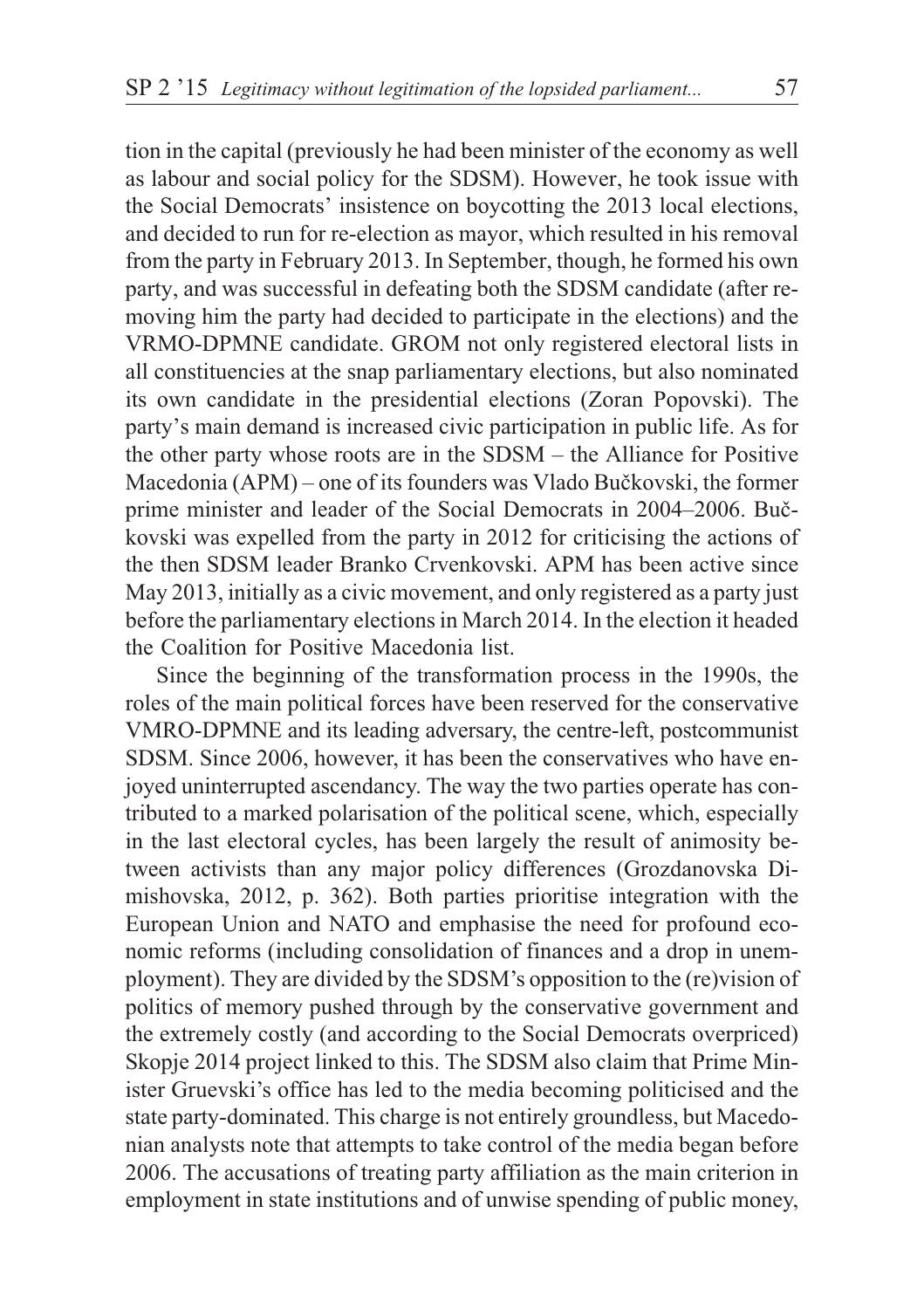tion in the capital (previously he had been minister of the economy as well as labour and social policy for the SDSM). However, he took issue with the Social Democrats' insistence on boycotting the 2013 local elections, and decided to run for re-election as mayor, which resulted in his removal from the party in February 2013. In September, though, he formed his own party, and was successful in defeating both the SDSM candidate (after removing him the party had decided to participate in the elections) and the VRMO-DPMNE candidate. GROM not only registered electoral lists in all constituencies at the snap parliamentary elections, but also nominated its own candidate in the presidential elections (Zoran Popovski). The party's main demand is increased civic participation in public life. As for the other party whose roots are in the SDSM – the Alliance for Positive Macedonia (APM) – one of its founders was Vlado Bučkovski, the former prime minister and leader of the Social Democrats in 2004–2006. Bučkovski was expelled from the party in 2012 for criticising the actions of the then SDSM leader Branko Crvenkovski. APM has been active since May 2013, initially as a civic movement, and only registered as a party just before the parliamentary elections in March 2014. In the election it headed the Coalition for Positive Macedonia list.

Since the beginning of the transformation process in the 1990s, the roles of the main political forces have been reserved for the conservative VMRO-DPMNE and its leading adversary, the centre-left, postcommunist SDSM. Since 2006, however, it has been the conservatives who have enjoyed uninterrupted ascendancy. The way the two parties operate has contributed to a marked polarisation of the political scene, which, especially in the last electoral cycles, has been largely the result of animosity between activists than any major policy differences (Grozdanovska Dimishovska, 2012, p. 362). Both parties prioritise integration with the European Union and NATO and emphasise the need for profound economic reforms (including consolidation of finances and a drop in unemployment). They are divided by the SDSM's opposition to the (re)vision of politics of memory pushed through by the conservative government and the extremely costly (and according to the Social Democrats overpriced) Skopje 2014 project linked to this. The SDSM also claim that Prime Minister Gruevski's office has led to the media becoming politicised and the state party-dominated. This charge is not entirely groundless, but Macedonian analysts note that attempts to take control of the media began before 2006. The accusations of treating party affiliation as the main criterion in employment in state institutions and of unwise spending of public money,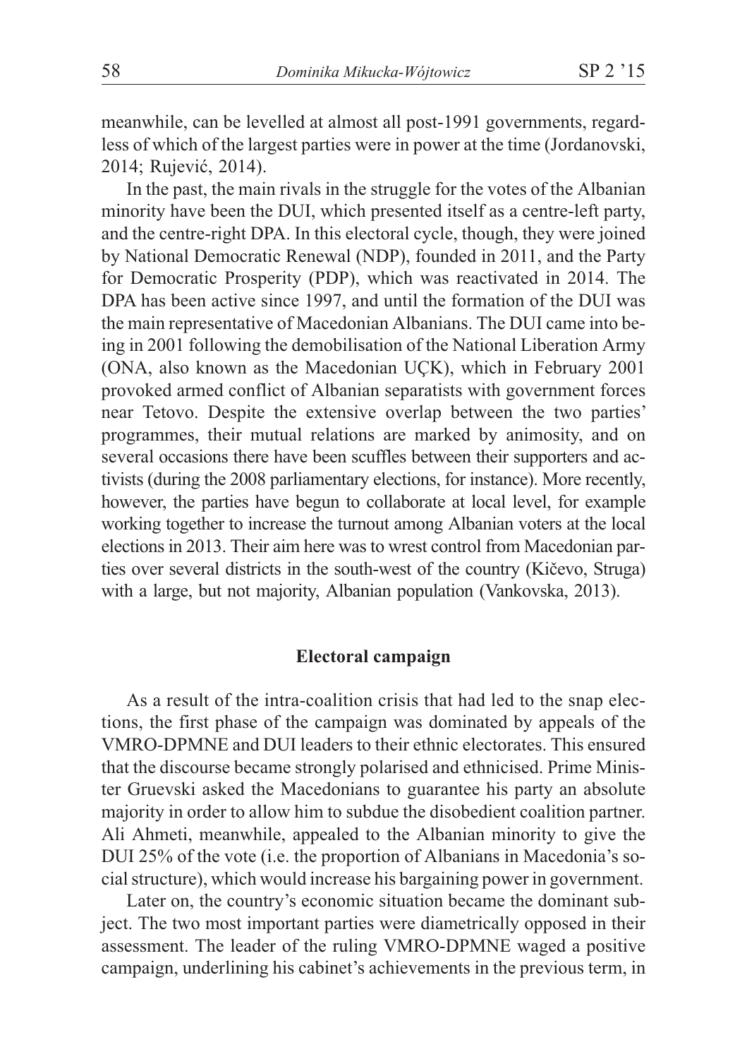meanwhile, can be levelled at almost all post-1991 governments, regardless of which of the largest parties were in power at the time (Jordanovski, 2014; Rujević, 2014).

In the past, the main rivals in the struggle for the votes of the Albanian minority have been the DUI, which presented itself as a centre-left party, and the centre-right DPA. In this electoral cycle, though, they were joined by National Democratic Renewal (NDP), founded in 2011, and the Party for Democratic Prosperity (PDP), which was reactivated in 2014. The DPA has been active since 1997, and until the formation of the DUI was the main representative of Macedonian Albanians. The DUI came into being in 2001 following the demobilisation of the National Liberation Army (ONA, also known as the Macedonian UÇK), which in February 2001 provoked armed conflict of Albanian separatists with government forces near Tetovo. Despite the extensive overlap between the two parties' programmes, their mutual relations are marked by animosity, and on several occasions there have been scuffles between their supporters and activists (during the 2008 parliamentary elections, for instance). More recently, however, the parties have begun to collaborate at local level, for example working together to increase the turnout among Albanian voters at the local elections in 2013. Their aim here was to wrest control from Macedonian parties over several districts in the south-west of the country (Kičevo, Struga) with a large, but not majority, Albanian population (Vankovska, 2013).

## Electoral campaign

As a result of the intra-coalition crisis that had led to the snap elections, the first phase of the campaign was dominated by appeals of the VMRO-DPMNE and DUI leaders to their ethnic electorates. This ensured that the discourse became strongly polarised and ethnicised. Prime Minister Gruevski asked the Macedonians to guarantee his party an absolute majority in order to allow him to subdue the disobedient coalition partner. Ali Ahmeti, meanwhile, appealed to the Albanian minority to give the DUI 25% of the vote (i.e. the proportion of Albanians in Macedonia's social structure), which would increase his bargaining power in government.

Later on, the country's economic situation became the dominant subject. The two most important parties were diametrically opposed in their assessment. The leader of the ruling VMRO-DPMNE waged a positive campaign, underlining his cabinet's achievements in the previous term, in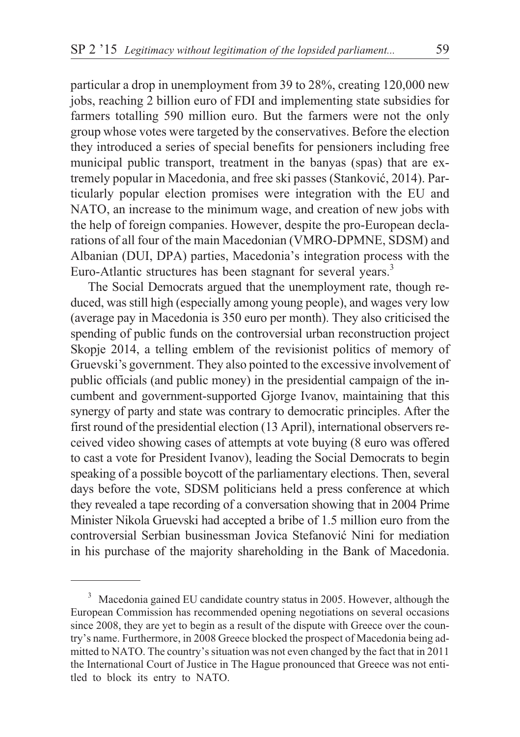particular a drop in unemployment from 39 to 28%, creating 120,000 new jobs, reaching 2 billion euro of FDI and implementing state subsidies for farmers totalling 590 million euro. But the farmers were not the only group whose votes were targeted by the conservatives. Before the election they introduced a series of special benefits for pensioners including free municipal public transport, treatment in the banyas (spas) that are extremely popular in Macedonia, and free ski passes (Stanković, 2014). Particularly popular election promises were integration with the EU and NATO, an increase to the minimum wage, and creation of new jobs with the help of foreign companies. However, despite the pro-European declarations of all four of the main Macedonian (VMRO-DPMNE, SDSM) and Albanian (DUI, DPA) parties, Macedonia's integration process with the Euro-Atlantic structures has been stagnant for several years.[3]

The Social Democrats argued that the unemployment rate, though reduced, was still high (especially among young people), and wages very low (average pay in Macedonia is 350 euro per month). They also criticised the spending of public funds on the controversial urban reconstruction project Skopje 2014, a telling emblem of the revisionist politics of memory of Gruevski's government. They also pointed to the excessive involvement of public officials (and public money) in the presidential campaign of the incumbent and government-supported Gjorge Ivanov, maintaining that this synergy of party and state was contrary to democratic principles. After the first round of the presidential election (13 April), international observers received video showing cases of attempts at vote buying (8 euro was offered to cast a vote for President Ivanov), leading the Social Democrats to begin speaking of a possible boycott of the parliamentary elections. Then, several days before the vote, SDSM politicians held a press conference at which they revealed a tape recording of a conversation showing that in 2004 Prime Minister Nikola Gruevski had accepted a bribe of 1.5 million euro from the controversial Serbian businessman Jovica Stefanović Nini for mediation in his purchase of the majority shareholding in the Bank of Macedonia.

---

[3] Macedonia gained EU candidate country status in 2005. However, although the European Commission has recommended opening negotiations on several occasions since 2008, they are yet to begin as a result of the dispute with Greece over the country's name. Furthermore, in 2008 Greece blocked the prospect of Macedonia being admitted to NATO. The country's situation was not even changed by the fact that in 2011 the International Court of Justice in The Hague pronounced that Greece was not entitled to block its entry to NATO.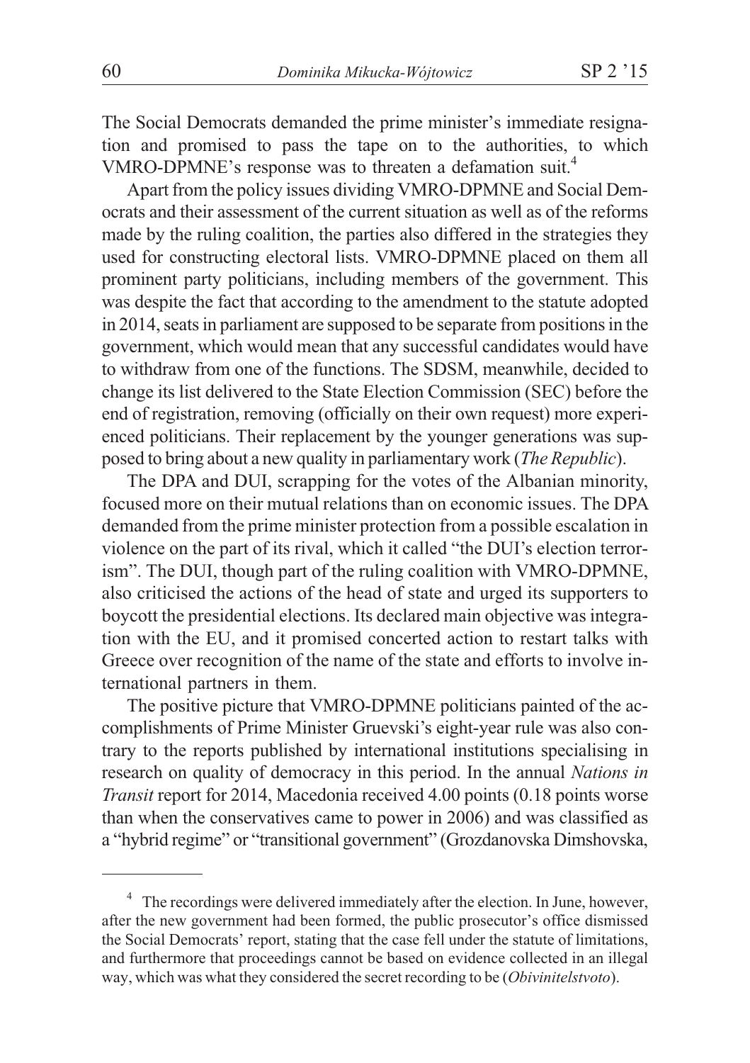The Social Democrats demanded the prime minister's immediate resignation and promised to pass the tape on to the authorities, to which VMRO-DPMNE's response was to threaten a defamation suit.[4]

Apart from the policy issues dividing VMRO-DPMNE and Social Democrats and their assessment of the current situation as well as of the reforms made by the ruling coalition, the parties also differed in the strategies they used for constructing electoral lists. VMRO-DPMNE placed on them all prominent party politicians, including members of the government. This was despite the fact that according to the amendment to the statute adopted in 2014, seats in parliament are supposed to be separate from positions in the government, which would mean that any successful candidates would have to withdraw from one of the functions. The SDSM, meanwhile, decided to change its list delivered to the State Election Commission (SEC) before the end of registration, removing (officially on their own request) more experienced politicians. Their replacement by the younger generations was supposed to bring about a new quality in parliamentary work (*The Republic*).

The DPA and DUI, scrapping for the votes of the Albanian minority, focused more on their mutual relations than on economic issues. The DPA demanded from the prime minister protection from a possible escalation in violence on the part of its rival, which it called "the DUI's election terrorism". The DUI, though part of the ruling coalition with VMRO-DPMNE, also criticised the actions of the head of state and urged its supporters to boycott the presidential elections. Its declared main objective was integration with the EU, and it promised concerted action to restart talks with Greece over recognition of the name of the state and efforts to involve international partners in them.

The positive picture that VMRO-DPMNE politicians painted of the accomplishments of Prime Minister Gruevski's eight-year rule was also contrary to the reports published by international institutions specialising in research on quality of democracy in this period. In the annual *Nations in Transit* report for 2014, Macedonia received 4.00 points (0.18 points worse than when the conservatives came to power in 2006) and was classified as a "hybrid regime" or "transitional government" (Grozdanovska Dimshovska,

---

[4] The recordings were delivered immediately after the election. In June, however, after the new government had been formed, the public prosecutor's office dismissed the Social Democrats' report, stating that the case fell under the statute of limitations, and furthermore that proceedings cannot be based on evidence collected in an illegal way, which was what they considered the secret recording to be (*Obivinitelstvoto*).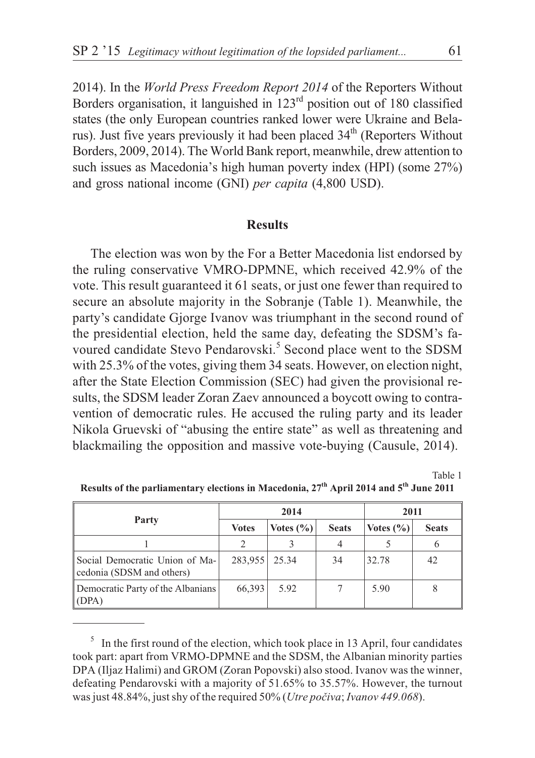2014). In the *World Press Freedom Report 2014* of the Reporters Without Borders organisation, it languished in 123rd position out of 180 classified states (the only European countries ranked lower were Ukraine and Belarus). Just five years previously it had been placed 34th (Reporters Without Borders, 2009, 2014). The World Bank report, meanwhile, drew attention to such issues as Macedonia's high human poverty index (HPI) (some 27%) and gross national income (GNI) *per capita* (4,800 USD).

## Results

The election was won by the For a Better Macedonia list endorsed by the ruling conservative VMRO-DPMNE, which received 42.9% of the vote. This result guaranteed it 61 seats, or just one fewer than required to secure an absolute majority in the Sobranje (Table 1). Meanwhile, the party's candidate Gjorge Ivanov was triumphant in the second round of the presidential election, held the same day, defeating the SDSM's favoured candidate Stevo Pendarovski.[5] Second place went to the SDSM with 25.3% of the votes, giving them 34 seats. However, on election night, after the State Election Commission (SEC) had given the provisional results, the SDSM leader Zoran Zaev announced a boycott owing to contravention of democratic rules. He accused the ruling party and its leader Nikola Gruevski of "abusing the entire state" as well as threatening and blackmailing the opposition and massive vote-buying (Causule, 2014).

Table 1

**Results of the parliamentary elections in Macedonia, 27th April 2014 and 5th June 2011**

| Party | 2014 | | | 2011 | |
|---|---|---|---|---|---|
| | Votes | Votes (%) | Seats | Votes (%) | Seats |
| 1 | 2 | 3 | 4 | 5 | 6 |
| Social Democratic Union of Macedonia (SDSM and others) | 283,955 | 25.34 | 34 | 32.78 | 42 |
| Democratic Party of the Albanians (DPA) | 66,393 | 5.92 | 7 | 5.90 | 8 |

[5] In the first round of the election, which took place in 13 April, four candidates took part: apart from VRMO-DPMNE and the SDSM, the Albanian minority parties DPA (Iljaz Halimi) and GROM (Zoran Popovski) also stood. Ivanov was the winner, defeating Pendarovski with a majority of 51.65% to 35.57%. However, the turnout was just 48.84%, just shy of the required 50% (*Utre počiva*; *Ivanov 449.068*).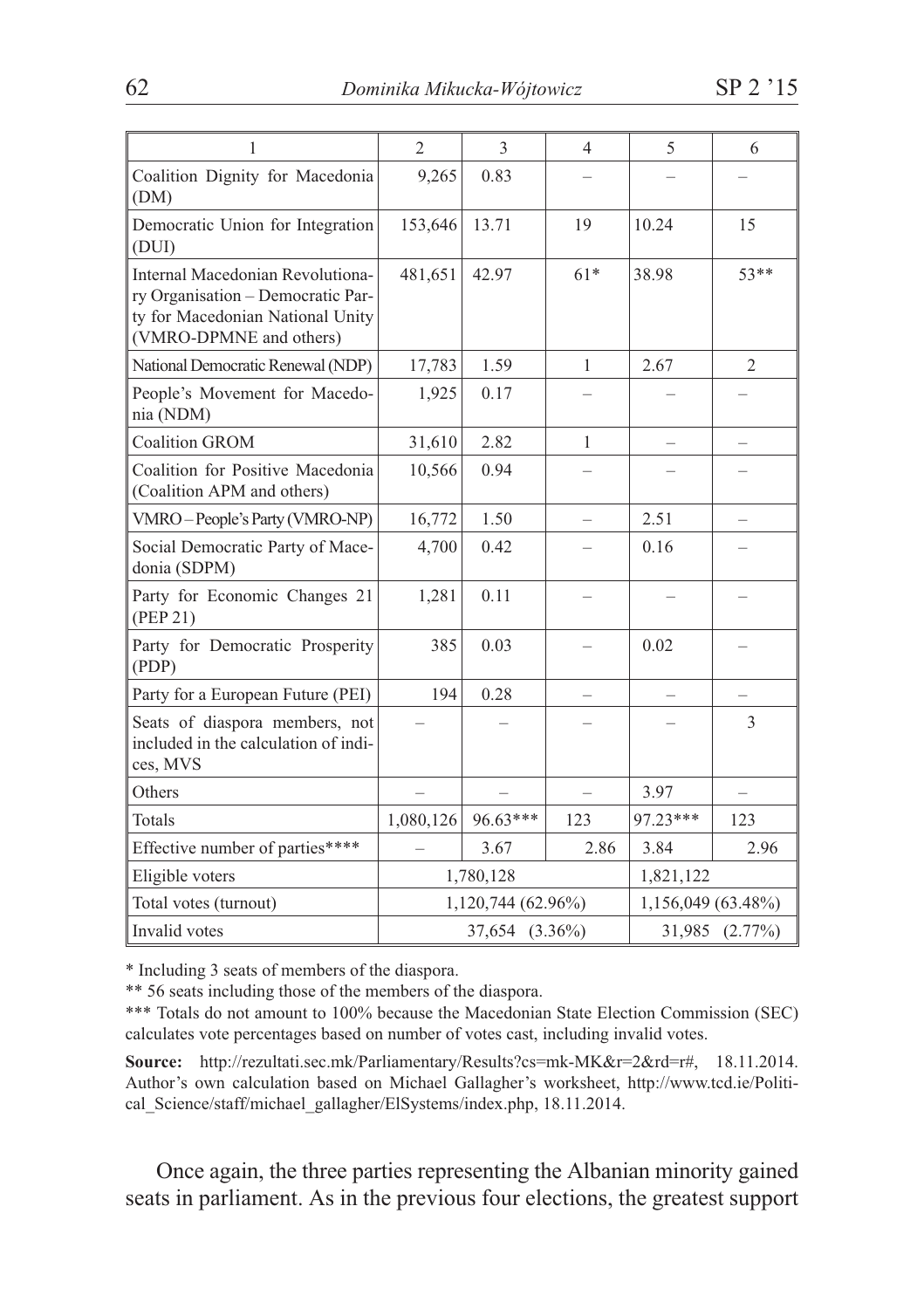| 1 | 2 | 3 | 4 | 5 | 6 |
|---|---|---|---|---|---|
| Coalition Dignity for Macedonia (DM) | 9,265 | 0.83 | – | – | – |
| Democratic Union for Integration (DUI) | 153,646 | 13.71 | 19 | 10.24 | 15 |
| Internal Macedonian Revolutionary Organisation – Democratic Party for Macedonian National Unity (VMRO-DPMNE and others) | 481,651 | 42.97 | 61* | 38.98 | 53** |
| National Democratic Renewal (NDP) | 17,783 | 1.59 | 1 | 2.67 | 2 |
| People's Movement for Macedonia (NDM) | 1,925 | 0.17 | – | – | – |
| Coalition GROM | 31,610 | 2.82 | 1 | – | – |
| Coalition for Positive Macedonia (Coalition APM and others) | 10,566 | 0.94 | – | – | – |
| VMRO – People's Party (VMRO-NP) | 16,772 | 1.50 | – | 2.51 | – |
| Social Democratic Party of Macedonia (SDPM) | 4,700 | 0.42 | – | 0.16 | – |
| Party for Economic Changes 21 (PEP 21) | 1,281 | 0.11 | – | – | – |
| Party for Democratic Prosperity (PDP) | 385 | 0.03 | – | 0.02 | – |
| Party for a European Future (PEI) | 194 | 0.28 | – | – | – |
| Seats of diaspora members, not included in the calculation of indices, MVS | – | – | – | – | 3 |
| Others | – | – | – | 3.97 | – |
| Totals | 1,080,126 | 96.63*** | 123 | 97.23*** | 123 |
| Effective number of parties**** | – | 3.67 | 2.86 | 3.84 | 2.96 |
| Eligible voters | 1,780,128 | | | 1,821,122 | |
| Total votes (turnout) | 1,120,744 (62.96%) | | | 1,156,049 (63.48%) | |
| Invalid votes | 37,654 (3.36%) | | | 31,985 (2.77%) | |

* Including 3 seats of members of the diaspora.

** 56 seats including those of the members of the diaspora.

*** Totals do not amount to 100% because the Macedonian State Election Commission (SEC) calculates vote percentages based on number of votes cast, including invalid votes.

**Source:** http://rezultati.sec.mk/Parliamentary/Results?cs=mk-MK&r=2&rd=r#, 18.11.2014. Author's own calculation based on Michael Gallagher's worksheet, http://www.tcd.ie/Political_Science/staff/michael_gallagher/ElSystems/index.php, 18.11.2014.

Once again, the three parties representing the Albanian minority gained seats in parliament. As in the previous four elections, the greatest support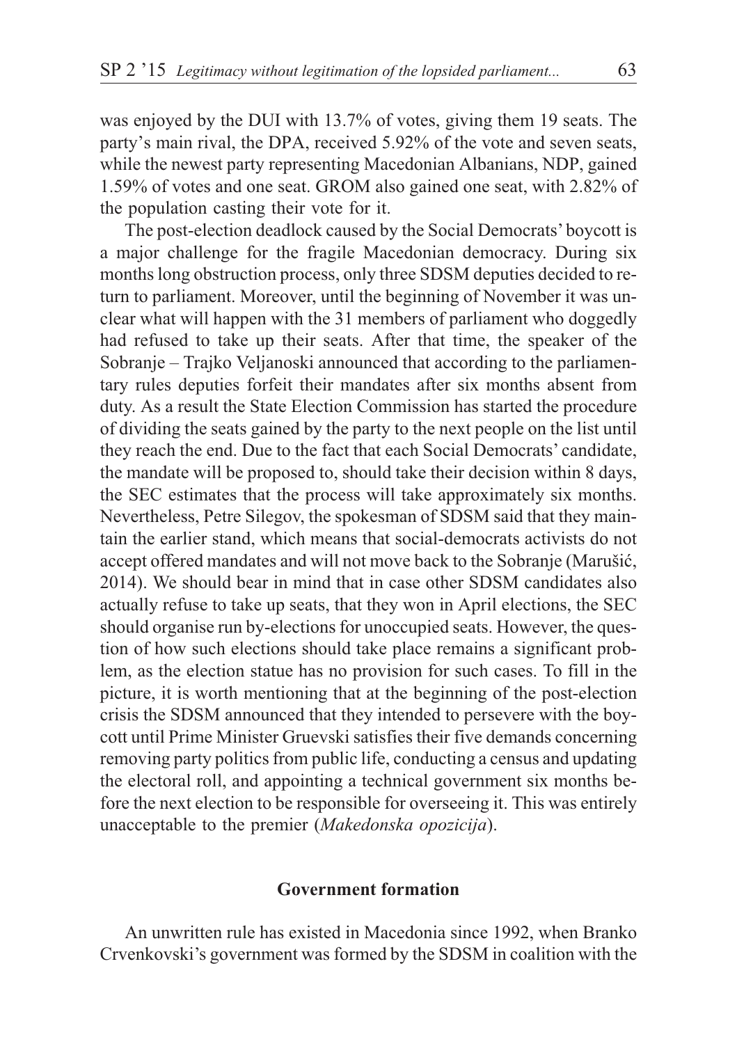was enjoyed by the DUI with 13.7% of votes, giving them 19 seats. The party's main rival, the DPA, received 5.92% of the vote and seven seats, while the newest party representing Macedonian Albanians, NDP, gained 1.59% of votes and one seat. GROM also gained one seat, with 2.82% of the population casting their vote for it.

The post-election deadlock caused by the Social Democrats' boycott is a major challenge for the fragile Macedonian democracy. During six months long obstruction process, only three SDSM deputies decided to return to parliament. Moreover, until the beginning of November it was unclear what will happen with the 31 members of parliament who doggedly had refused to take up their seats. After that time, the speaker of the Sobranje – Trajko Veljanoski announced that according to the parliamentary rules deputies forfeit their mandates after six months absent from duty. As a result the State Election Commission has started the procedure of dividing the seats gained by the party to the next people on the list until they reach the end. Due to the fact that each Social Democrats' candidate, the mandate will be proposed to, should take their decision within 8 days, the SEC estimates that the process will take approximately six months. Nevertheless, Petre Silegov, the spokesman of SDSM said that they maintain the earlier stand, which means that social-democrats activists do not accept offered mandates and will not move back to the Sobranje (Marušić, 2014). We should bear in mind that in case other SDSM candidates also actually refuse to take up seats, that they won in April elections, the SEC should organise run by-elections for unoccupied seats. However, the question of how such elections should take place remains a significant problem, as the election statue has no provision for such cases. To fill in the picture, it is worth mentioning that at the beginning of the post-election crisis the SDSM announced that they intended to persevere with the boycott until Prime Minister Gruevski satisfies their five demands concerning removing party politics from public life, conducting a census and updating the electoral roll, and appointing a technical government six months before the next election to be responsible for overseeing it. This was entirely unacceptable to the premier (*Makedonska opozicija*).

## Government formation

An unwritten rule has existed in Macedonia since 1992, when Branko Crvenkovski's government was formed by the SDSM in coalition with the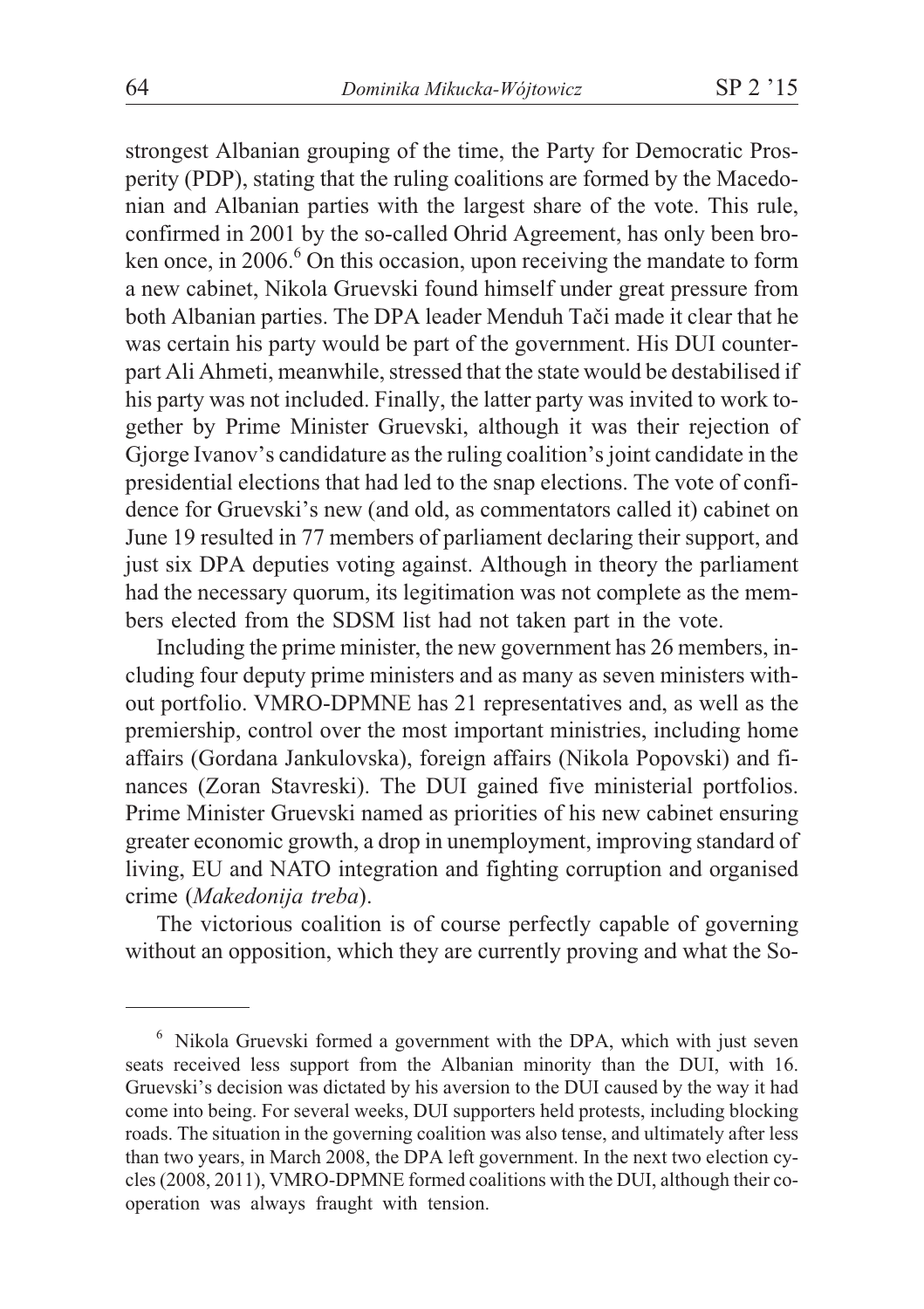strongest Albanian grouping of the time, the Party for Democratic Prosperity (PDP), stating that the ruling coalitions are formed by the Macedonian and Albanian parties with the largest share of the vote. This rule, confirmed in 2001 by the so-called Ohrid Agreement, has only been broken once, in 2006.[6] On this occasion, upon receiving the mandate to form a new cabinet, Nikola Gruevski found himself under great pressure from both Albanian parties. The DPA leader Menduh Tači made it clear that he was certain his party would be part of the government. His DUI counterpart Ali Ahmeti, meanwhile, stressed that the state would be destabilised if his party was not included. Finally, the latter party was invited to work together by Prime Minister Gruevski, although it was their rejection of Gjorge Ivanov's candidature as the ruling coalition's joint candidate in the presidential elections that had led to the snap elections. The vote of confidence for Gruevski's new (and old, as commentators called it) cabinet on June 19 resulted in 77 members of parliament declaring their support, and just six DPA deputies voting against. Although in theory the parliament had the necessary quorum, its legitimation was not complete as the members elected from the SDSM list had not taken part in the vote.

Including the prime minister, the new government has 26 members, including four deputy prime ministers and as many as seven ministers without portfolio. VMRO-DPMNE has 21 representatives and, as well as the premiership, control over the most important ministries, including home affairs (Gordana Jankulovska), foreign affairs (Nikola Popovski) and finances (Zoran Stavreski). The DUI gained five ministerial portfolios. Prime Minister Gruevski named as priorities of his new cabinet ensuring greater economic growth, a drop in unemployment, improving standard of living, EU and NATO integration and fighting corruption and organised crime (*Makedonija treba*).

The victorious coalition is of course perfectly capable of governing without an opposition, which they are currently proving and what the So-

---

[6] Nikola Gruevski formed a government with the DPA, which with just seven seats received less support from the Albanian minority than the DUI, with 16. Gruevski's decision was dictated by his aversion to the DUI caused by the way it had come into being. For several weeks, DUI supporters held protests, including blocking roads. The situation in the governing coalition was also tense, and ultimately after less than two years, in March 2008, the DPA left government. In the next two election cycles (2008, 2011), VMRO-DPMNE formed coalitions with the DUI, although their cooperation was always fraught with tension.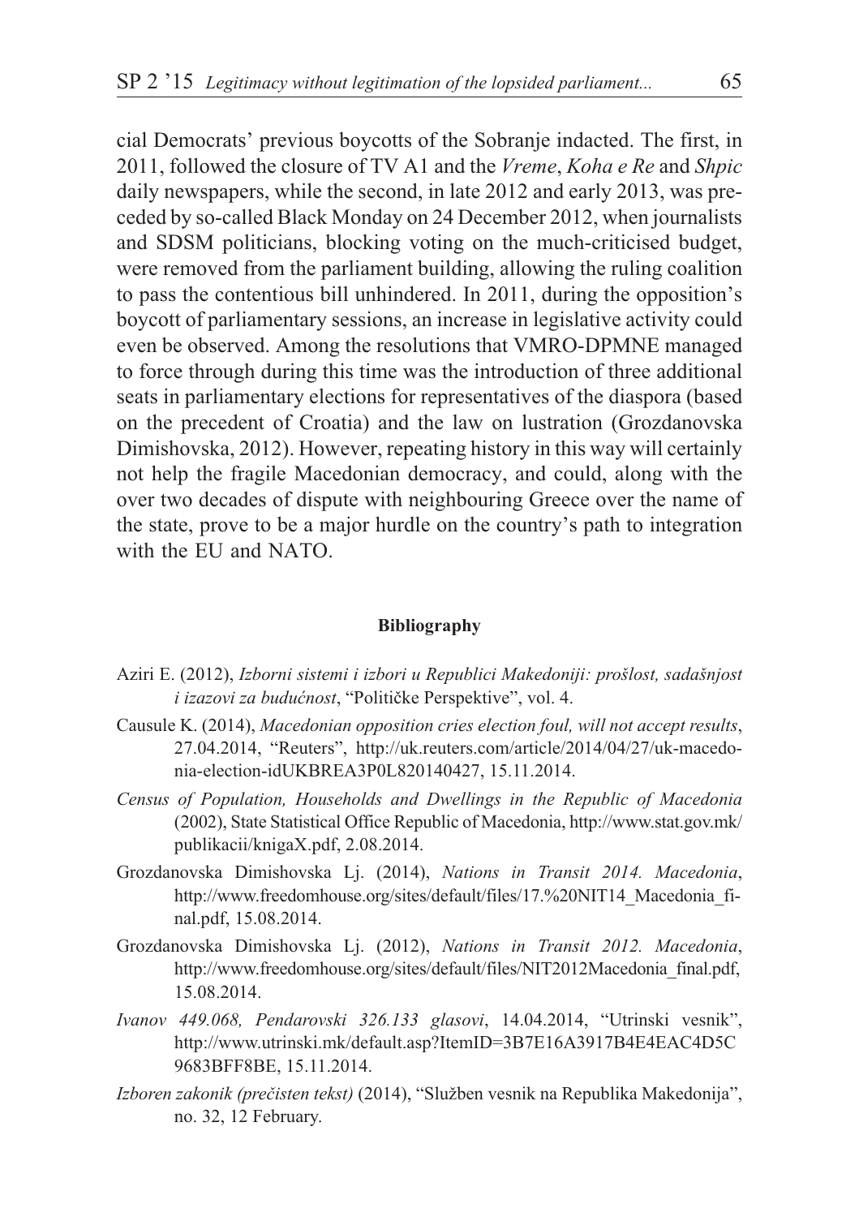cial Democrats' previous boycotts of the Sobranje indacted. The first, in 2011, followed the closure of TV A1 and the *Vreme*, *Koha e Re* and *Shpic* daily newspapers, while the second, in late 2012 and early 2013, was preceded by so-called Black Monday on 24 December 2012, when journalists and SDSM politicians, blocking voting on the much-criticised budget, were removed from the parliament building, allowing the ruling coalition to pass the contentious bill unhindered. In 2011, during the opposition's boycott of parliamentary sessions, an increase in legislative activity could even be observed. Among the resolutions that VMRO-DPMNE managed to force through during this time was the introduction of three additional seats in parliamentary elections for representatives of the diaspora (based on the precedent of Croatia) and the law on lustration (Grozdanovska Dimishovska, 2012). However, repeating history in this way will certainly not help the fragile Macedonian democracy, and could, along with the over two decades of dispute with neighbouring Greece over the name of the state, prove to be a major hurdle on the country's path to integration with the EU and NATO.

**Bibliography**

Aziri E. (2012), *Izborni sistemi i izbori u Republici Makedoniji: prošlost, sadašnjost i izazovi za budućnost*, "Političke Perspektive", vol. 4.

Causule K. (2014), *Macedonian opposition cries election foul, will not accept results*, 27.04.2014, "Reuters", http://uk.reuters.com/article/2014/04/27/uk-macedonia-election-idUKBREA3P0L820140427, 15.11.2014.

*Census of Population, Households and Dwellings in the Republic of Macedonia* (2002), State Statistical Office Republic of Macedonia, http://www.stat.gov.mk/publikacii/knigaX.pdf, 2.08.2014.

Grozdanovska Dimishovska Lj. (2014), *Nations in Transit 2014. Macedonia*, http://www.freedomhouse.org/sites/default/files/17.%20NIT14_Macedonia_final.pdf, 15.08.2014.

Grozdanovska Dimishovska Lj. (2012), *Nations in Transit 2012. Macedonia*, http://www.freedomhouse.org/sites/default/files/NIT2012Macedonia_final.pdf, 15.08.2014.

*Ivanov 449.068, Pendarovski 326.133 glasovi*, 14.04.2014, "Utrinski vesnik", http://www.utrinski.mk/default.asp?ItemID=3B7E16A3917B4E4EAC4D5C9683BFF8BE, 15.11.2014.

*Izboren zakonik (prečisten tekst)* (2014), "Služben vesnik na Republika Makedonija", no. 32, 12 February.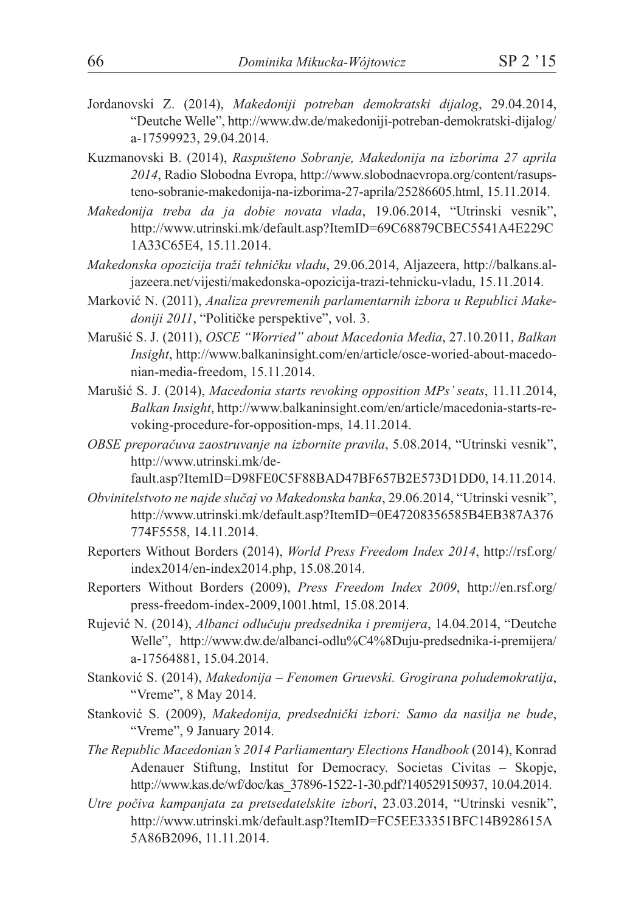Jordanovski Z. (2014), *Makedoniji potreban demokratski dijalog*, 29.04.2014, "Deutche Welle", http://www.dw.de/makedoniji-potreban-demokratski-dijalog/a-17599923, 29.04.2014.

Kuzmanovski B. (2014), *Raspušteno Sobranje, Makedonija na izborima 27 aprila 2014*, Radio Slobodna Evropa, http://www.slobodnaevropa.org/content/rasupsteno-sobranie-makedonija-na-izborima-27-aprila/25286605.html, 15.11.2014.

*Makedonija treba da ja dobie novata vlada*, 19.06.2014, "Utrinski vesnik", http://www.utrinski.mk/default.asp?ItemID=69C68879CBEC5541A4E229C1A33C65E4, 15.11.2014.

*Makedonska opozicija traži tehničku vladu*, 29.06.2014, Aljazeera, http://balkans.aljazeera.net/vijesti/makedonska-opozicija-trazi-tehnicku-vladu, 15.11.2014.

Marković N. (2011), *Analiza prevremenih parlamentarnih izbora u Republici Makedoniji 2011*, "Političke perspektive", vol. 3.

Marušić S. J. (2011), *OSCE "Worried" about Macedonia Media*, 27.10.2011, *Balkan Insight*, http://www.balkaninsight.com/en/article/osce-woried-about-macedonian-media-freedom, 15.11.2014.

Marušić S. J. (2014), *Macedonia starts revoking opposition MPs' seats*, 11.11.2014, *Balkan Insight*, http://www.balkaninsight.com/en/article/macedonia-starts-revoking-procedure-for-opposition-mps, 14.11.2014.

*OBSE preporačuva zaostruvanje na izbornite pravila*, 5.08.2014, "Utrinski vesnik", http://www.utrinski.mk/default.asp?ItemID=D98FE0C5F88BAD47BF657B2E573D1DD0, 14.11.2014.

*Obvinitelstvoto ne najde slučaj vo Makedonska banka*, 29.06.2014, "Utrinski vesnik", http://www.utrinski.mk/default.asp?ItemID=0E47208356585B4EB387A376774F5558, 14.11.2014.

Reporters Without Borders (2014), *World Press Freedom Index 2014*, http://rsf.org/index2014/en-index2014.php, 15.08.2014.

Reporters Without Borders (2009), *Press Freedom Index 2009*, http://en.rsf.org/press-freedom-index-2009,1001.html, 15.08.2014.

Rujević N. (2014), *Albanci odlučuju predsednika i premijera*, 14.04.2014, "Deutche Welle", http://www.dw.de/albanci-odlu%C4%8Duju-predsednika-i-premijera/a-17564881, 15.04.2014.

Stanković S. (2014), *Makedonija – Fenomen Gruevski. Grogirana poludemokratija*, "Vreme", 8 May 2014.

Stanković S. (2009), *Makedonija, predsednički izbori: Samo da nasilja ne bude*, "Vreme", 9 January 2014.

*The Republic Macedonian's 2014 Parliamentary Elections Handbook* (2014), Konrad Adenauer Stiftung, Institut for Democracy. Societas Civitas – Skopje, http://www.kas.de/wf/doc/kas_37896-1522-1-30.pdf?140529150937, 10.04.2014.

*Utre počiva kampanjata za pretsedatelskite izbori*, 23.03.2014, "Utrinski vesnik", http://www.utrinski.mk/default.asp?ItemID=FC5EE33351BFC14B928615A5A86B2096, 11.11.2014.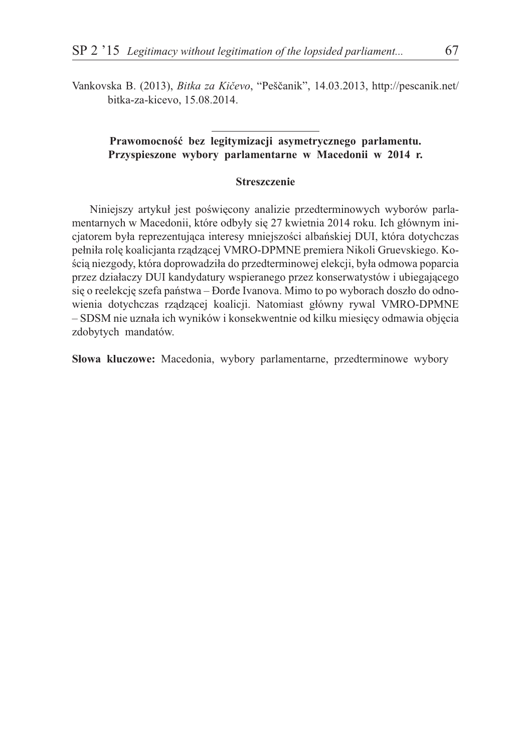Vankovska B. (2013), *Bitka za Kičevo*, "Peščanik", 14.03.2013, http://pescanik.net/bitka-za-kicevo, 15.08.2014.

---

**Prawomocność bez legitymizacji asymetrycznego parlamentu. Przyspieszone wybory parlamentarne w Macedonii w 2014 r.**

**Streszczenie**

Niniejszy artykuł jest poświęcony analizie przedterminowych wyborów parlamentarnych w Macedonii, które odbyły się 27 kwietnia 2014 roku. Ich głównym inicjatorem była reprezentująca interesy mniejszości albańskiej DUI, która dotychczas pełniła rolę koalicjanta rządzącej VMRO-DPMNE premiera Nikoli Gruevskiego. Kością niezgody, która doprowadziła do przedterminowej elekcji, była odmowa poparcia przez działaczy DUI kandydatury wspieranego przez konserwatystów i ubiegającego się o reelekcję szefa państwa – Đorđe Ivanova. Mimo to po wyborach doszło do odnowienia dotychczas rządzącej koalicji. Natomiast główny rywal VMRO-DPMNE – SDSM nie uznała ich wyników i konsekwentnie od kilku miesięcy odmawia objęcia zdobytych mandatów.

**Słowa kluczowe:** Macedonia, wybory parlamentarne, przedterminowe wybory